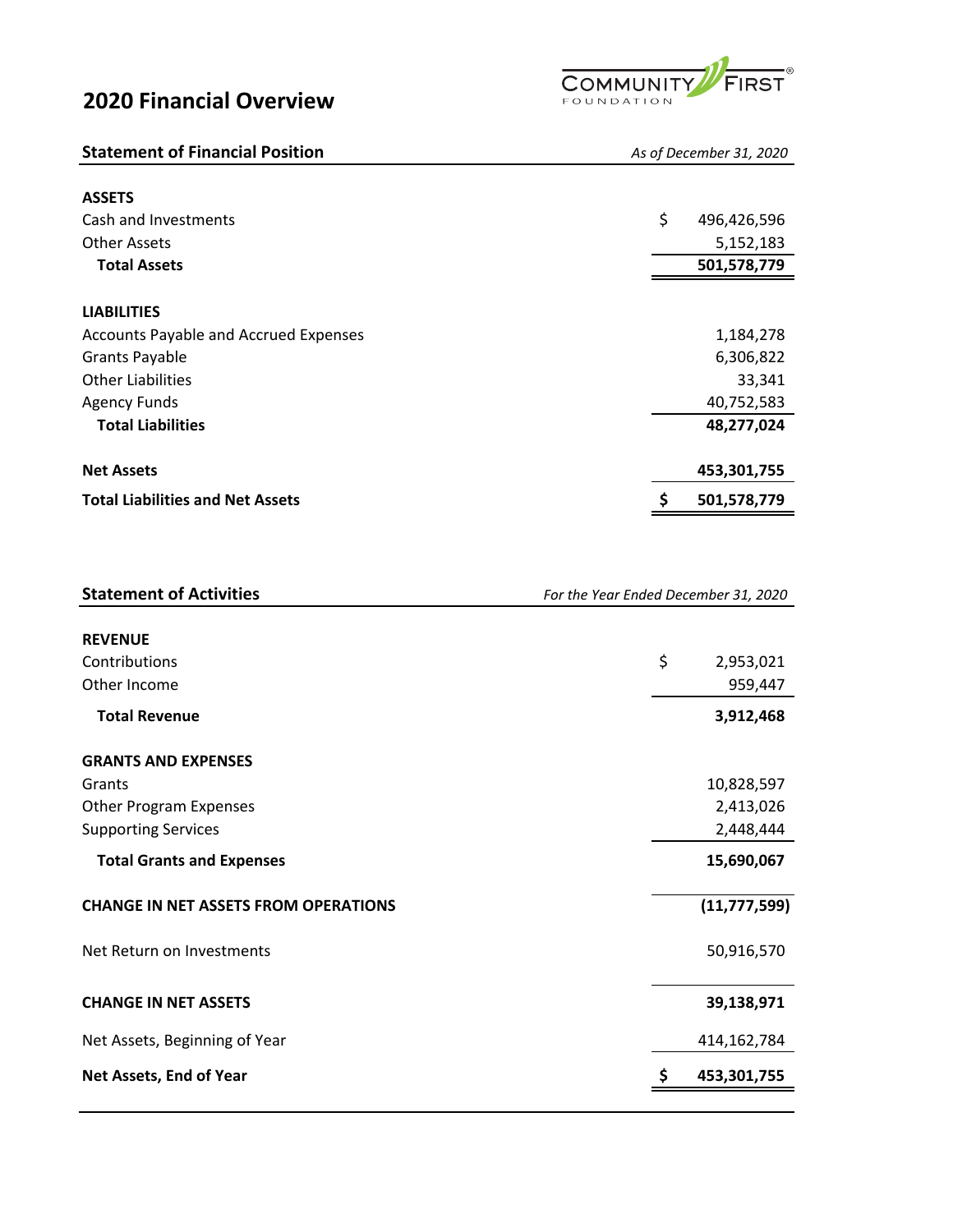# 2020 Financial Overview

COMMUNITY FIRST FOUNDATION

## Statement of Financial Position

*As of December 31, 2020*

| | |
|---|---|
| **ASSETS** | |
| Cash and Investments | $ 496,426,596 |
| Other Assets | 5,152,183 |
| **Total Assets** | **501,578,779** |
| **LIABILITIES** | |
| Accounts Payable and Accrued Expenses | 1,184,278 |
| Grants Payable | 6,306,822 |
| Other Liabilities | 33,341 |
| Agency Funds | 40,752,583 |
| **Total Liabilities** | **48,277,024** |
| **Net Assets** | **453,301,755** |
| **Total Liabilities and Net Assets** | **$ 501,578,779** |

## Statement of Activities

*For the Year Ended December 31, 2020*

| | |
|---|---|
| **REVENUE** | |
| Contributions | $ 2,953,021 |
| Other Income | 959,447 |
| **Total Revenue** | **3,912,468** |
| **GRANTS AND EXPENSES** | |
| Grants | 10,828,597 |
| Other Program Expenses | 2,413,026 |
| Supporting Services | 2,448,444 |
| **Total Grants and Expenses** | **15,690,067** |
| **CHANGE IN NET ASSETS FROM OPERATIONS** | **(11,777,599)** |
| Net Return on Investments | 50,916,570 |
| **CHANGE IN NET ASSETS** | **39,138,971** |
| Net Assets, Beginning of Year | 414,162,784 |
| **Net Assets, End of Year** | **$ 453,301,755** |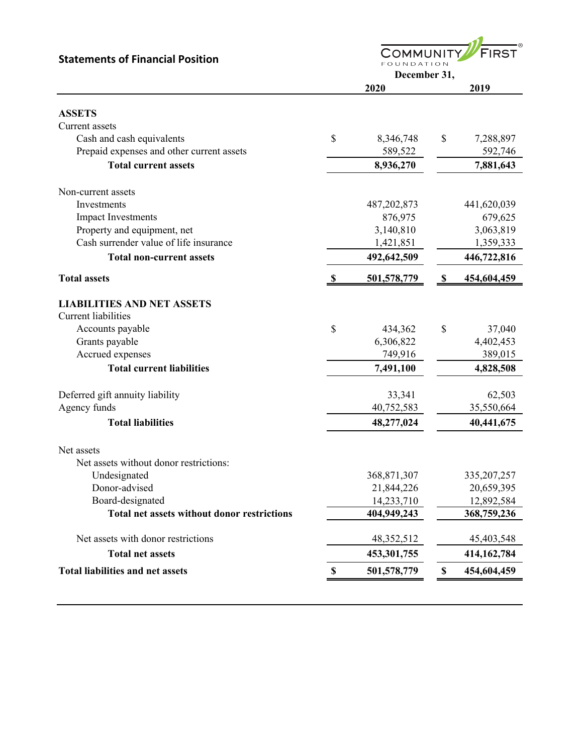## Statements of Financial Position

COMMUNITY FIRST FOUNDATION

| | December 31, 2020 | December 31, 2019 |
|---|---|---|
| **ASSETS** | | |
| Current assets | | |
| Cash and cash equivalents | $ 8,346,748 | $ 7,288,897 |
| Prepaid expenses and other current assets | 589,522 | 592,746 |
| **Total current assets** | **8,936,270** | **7,881,643** |
| Non-current assets | | |
| Investments | 487,202,873 | 441,620,039 |
| Impact Investments | 876,975 | 679,625 |
| Property and equipment, net | 3,140,810 | 3,063,819 |
| Cash surrender value of life insurance | 1,421,851 | 1,359,333 |
| **Total non-current assets** | **492,642,509** | **446,722,816** |
| **Total assets** | **$ 501,578,779** | **$ 454,604,459** |
| **LIABILITIES AND NET ASSETS** | | |
| Current liabilities | | |
| Accounts payable | $ 434,362 | $ 37,040 |
| Grants payable | 6,306,822 | 4,402,453 |
| Accrued expenses | 749,916 | 389,015 |
| **Total current liabilities** | **7,491,100** | **4,828,508** |
| Deferred gift annuity liability | 33,341 | 62,503 |
| Agency funds | 40,752,583 | 35,550,664 |
| **Total liabilities** | **48,277,024** | **40,441,675** |
| Net assets | | |
| Net assets without donor restrictions: | | |
| Undesignated | 368,871,307 | 335,207,257 |
| Donor-advised | 21,844,226 | 20,659,395 |
| Board-designated | 14,233,710 | 12,892,584 |
| **Total net assets without donor restrictions** | **404,949,243** | **368,759,236** |
| Net assets with donor restrictions | 48,352,512 | 45,403,548 |
| **Total net assets** | **453,301,755** | **414,162,784** |
| **Total liabilities and net assets** | **$ 501,578,779** | **$ 454,604,459** |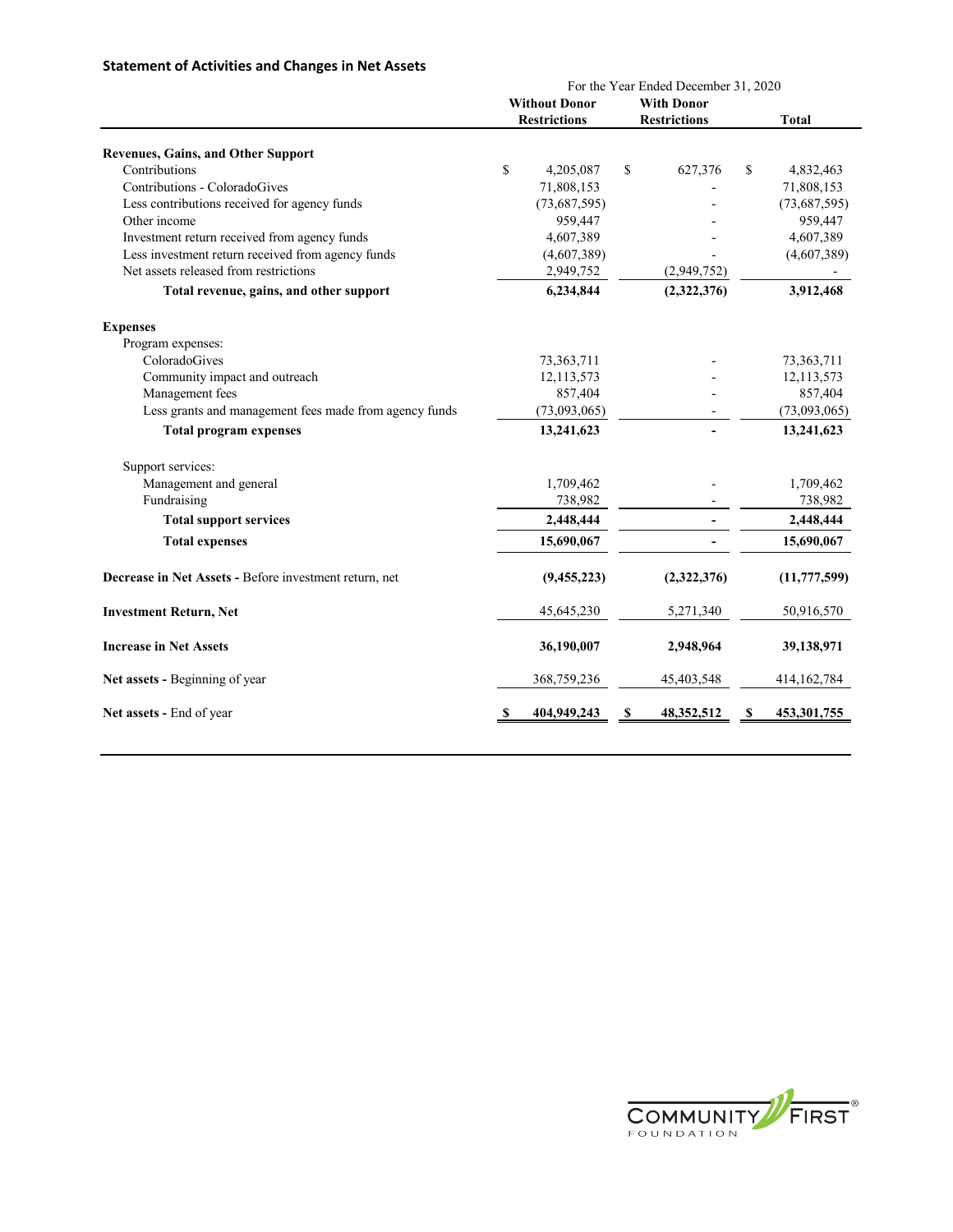## Statement of Activities and Changes in Net Assets

| | For the Year Ended December 31, 2020 | | |
|---|---|---|---|
| | **Without Donor Restrictions** | **With Donor Restrictions** | **Total** |
| **Revenues, Gains, and Other Support** | | | |
| Contributions | $ 4,205,087 | $ 627,376 | $ 4,832,463 |
| Contributions - ColoradoGives | 71,808,153 | - | 71,808,153 |
| Less contributions received for agency funds | (73,687,595) | - | (73,687,595) |
| Other income | 959,447 | - | 959,447 |
| Investment return received from agency funds | 4,607,389 | - | 4,607,389 |
| Less investment return received from agency funds | (4,607,389) | - | (4,607,389) |
| Net assets released from restrictions | 2,949,752 | (2,949,752) | - |
| **Total revenue, gains, and other support** | **6,234,844** | **(2,322,376)** | **3,912,468** |
| **Expenses** | | | |
| Program expenses: | | | |
| ColoradoGives | 73,363,711 | - | 73,363,711 |
| Community impact and outreach | 12,113,573 | - | 12,113,573 |
| Management fees | 857,404 | - | 857,404 |
| Less grants and management fees made from agency funds | (73,093,065) | - | (73,093,065) |
| **Total program expenses** | **13,241,623** | **-** | **13,241,623** |
| Support services: | | | |
| Management and general | 1,709,462 | - | 1,709,462 |
| Fundraising | 738,982 | - | 738,982 |
| **Total support services** | **2,448,444** | **-** | **2,448,444** |
| **Total expenses** | **15,690,067** | **-** | **15,690,067** |
| **Decrease in Net Assets** - Before investment return, net | **(9,455,223)** | **(2,322,376)** | **(11,777,599)** |
| **Investment Return, Net** | 45,645,230 | 5,271,340 | 50,916,570 |
| **Increase in Net Assets** | **36,190,007** | **2,948,964** | **39,138,971** |
| **Net assets -** Beginning of year | 368,759,236 | 45,403,548 | 414,162,784 |
| **Net assets -** End of year | **$ 404,949,243** | **$ 48,352,512** | **$ 453,301,755** |